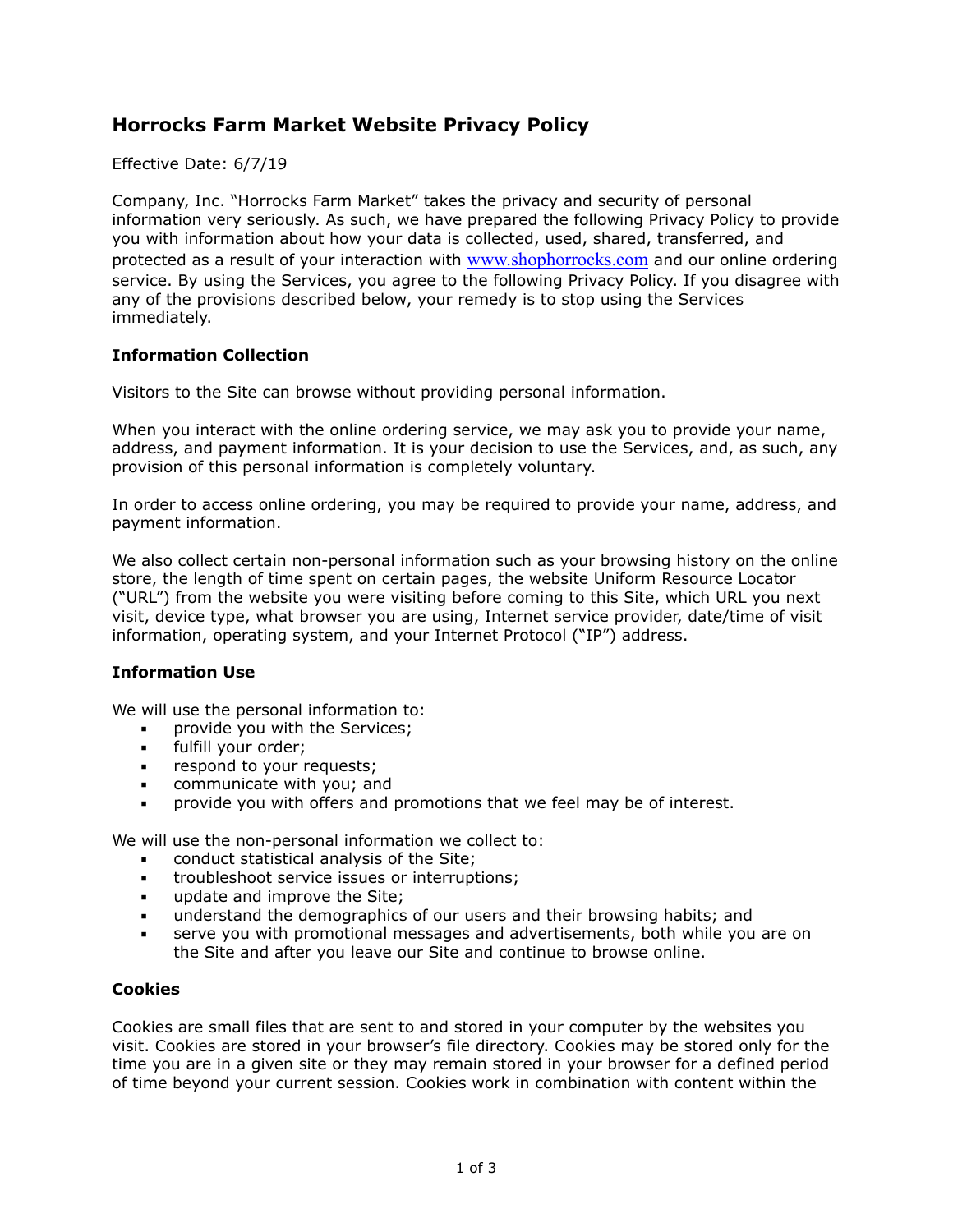# Horrocks Farm Market Website Privacy Policy

Effective Date: 6/7/19

Company, Inc. "Horrocks Farm Market" takes the privacy and security of personal information very seriously. As such, we have prepared the following Privacy Policy to provide you with information about how your data is collected, used, shared, transferred, and protected as a result of your interaction with www.shophorrocks.com and our online ordering service. By using the Services, you agree to the following Privacy Policy. If you disagree with any of the provisions described below, your remedy is to stop using the Services immediately.

### Information Collection

Visitors to the Site can browse without providing personal information.

When you interact with the online ordering service, we may ask you to provide your name, address, and payment information. It is your decision to use the Services, and, as such, any provision of this personal information is completely voluntary.

In order to access online ordering, you may be required to provide your name, address, and payment information.

We also collect certain non-personal information such as your browsing history on the online store, the length of time spent on certain pages, the website Uniform Resource Locator ("URL") from the website you were visiting before coming to this Site, which URL you next visit, device type, what browser you are using, Internet service provider, date/time of visit information, operating system, and your Internet Protocol ("IP") address.

### Information Use

We will use the personal information to:

- provide you with the Services;
- fulfill your order;
- respond to your requests;
- communicate with you; and
- provide you with offers and promotions that we feel may be of interest.

We will use the non-personal information we collect to:

- conduct statistical analysis of the Site;
- troubleshoot service issues or interruptions;
- update and improve the Site;
- understand the demographics of our users and their browsing habits; and
- serve you with promotional messages and advertisements, both while you are on the Site and after you leave our Site and continue to browse online.

### Cookies

Cookies are small files that are sent to and stored in your computer by the websites you visit. Cookies are stored in your browser's file directory. Cookies may be stored only for the time you are in a given site or they may remain stored in your browser for a defined period of time beyond your current session. Cookies work in combination with content within the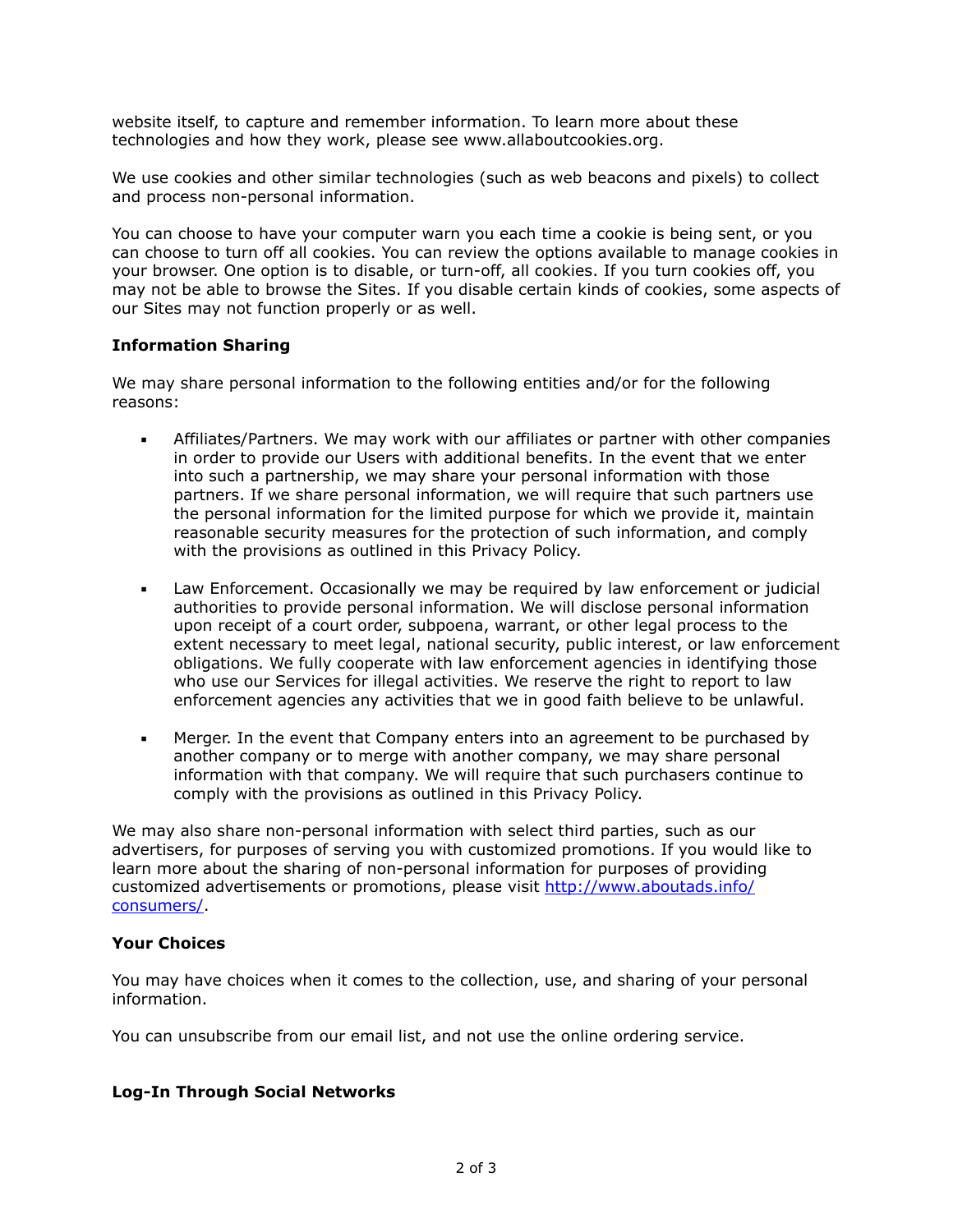website itself, to capture and remember information. To learn more about these technologies and how they work, please see www.allaboutcookies.org.

We use cookies and other similar technologies (such as web beacons and pixels) to collect and process non-personal information.

You can choose to have your computer warn you each time a cookie is being sent, or you can choose to turn off all cookies. You can review the options available to manage cookies in your browser. One option is to disable, or turn-off, all cookies. If you turn cookies off, you may not be able to browse the Sites. If you disable certain kinds of cookies, some aspects of our Sites may not function properly or as well.

**Information Sharing**

We may share personal information to the following entities and/or for the following reasons:

- Affiliates/Partners. We may work with our affiliates or partner with other companies in order to provide our Users with additional benefits. In the event that we enter into such a partnership, we may share your personal information with those partners. If we share personal information, we will require that such partners use the personal information for the limited purpose for which we provide it, maintain reasonable security measures for the protection of such information, and comply with the provisions as outlined in this Privacy Policy.

- Law Enforcement. Occasionally we may be required by law enforcement or judicial authorities to provide personal information. We will disclose personal information upon receipt of a court order, subpoena, warrant, or other legal process to the extent necessary to meet legal, national security, public interest, or law enforcement obligations. We fully cooperate with law enforcement agencies in identifying those who use our Services for illegal activities. We reserve the right to report to law enforcement agencies any activities that we in good faith believe to be unlawful.

- Merger. In the event that Company enters into an agreement to be purchased by another company or to merge with another company, we may share personal information with that company. We will require that such purchasers continue to comply with the provisions as outlined in this Privacy Policy.

We may also share non-personal information with select third parties, such as our advertisers, for purposes of serving you with customized promotions. If you would like to learn more about the sharing of non-personal information for purposes of providing customized advertisements or promotions, please visit [http://www.aboutads.info/consumers/](http://www.aboutads.info/consumers/).

**Your Choices**

You may have choices when it comes to the collection, use, and sharing of your personal information.

You can unsubscribe from our email list, and not use the online ordering service.

**Log-In Through Social Networks**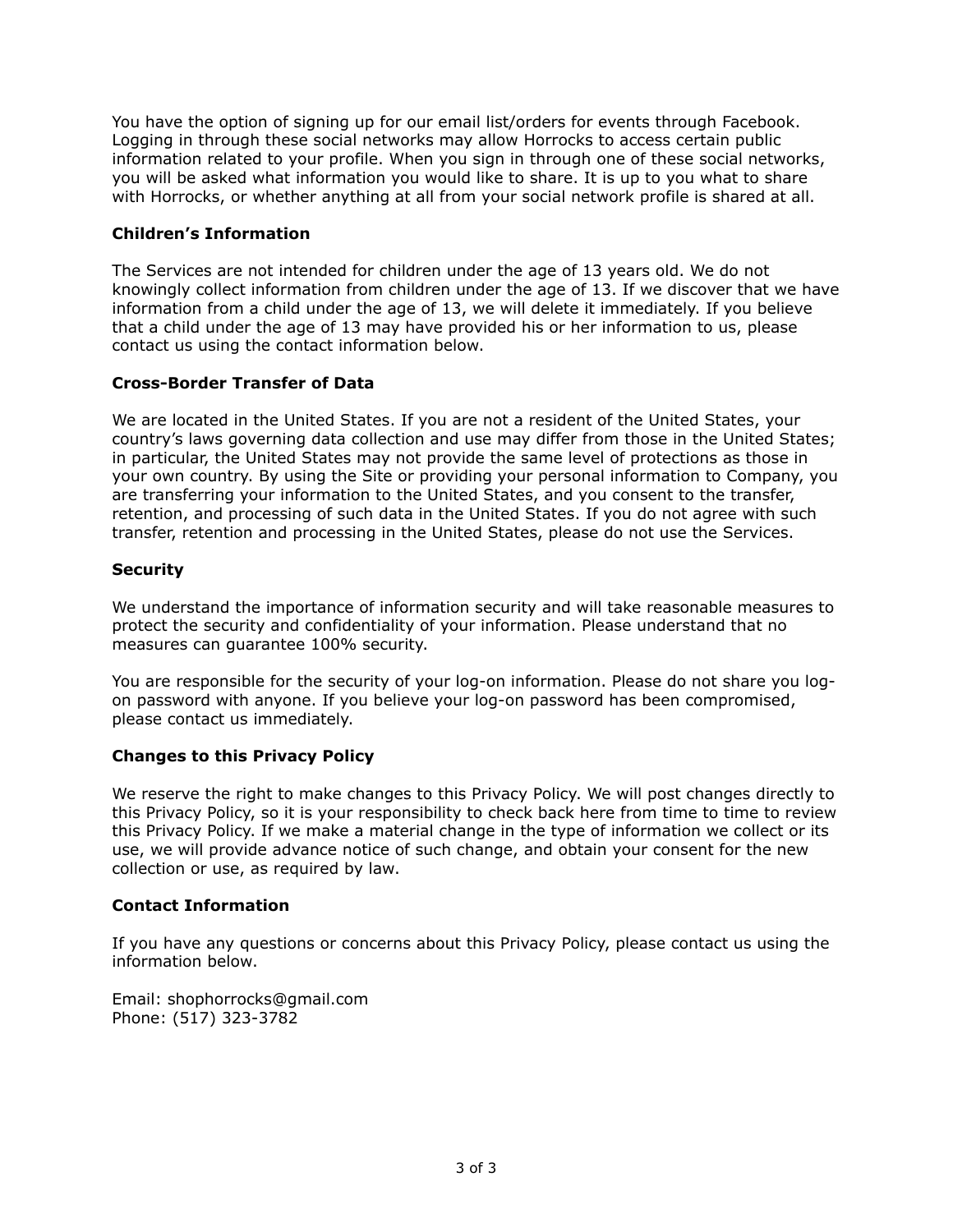You have the option of signing up for our email list/orders for events through Facebook. Logging in through these social networks may allow Horrocks to access certain public information related to your profile. When you sign in through one of these social networks, you will be asked what information you would like to share. It is up to you what to share with Horrocks, or whether anything at all from your social network profile is shared at all.

### Children's Information

The Services are not intended for children under the age of 13 years old. We do not knowingly collect information from children under the age of 13. If we discover that we have information from a child under the age of 13, we will delete it immediately. If you believe that a child under the age of 13 may have provided his or her information to us, please contact us using the contact information below.

### Cross-Border Transfer of Data

We are located in the United States. If you are not a resident of the United States, your country's laws governing data collection and use may differ from those in the United States; in particular, the United States may not provide the same level of protections as those in your own country. By using the Site or providing your personal information to Company, you are transferring your information to the United States, and you consent to the transfer, retention, and processing of such data in the United States. If you do not agree with such transfer, retention and processing in the United States, please do not use the Services.

### Security

We understand the importance of information security and will take reasonable measures to protect the security and confidentiality of your information. Please understand that no measures can guarantee 100% security.

You are responsible for the security of your log-on information. Please do not share you log-on password with anyone. If you believe your log-on password has been compromised, please contact us immediately.

### Changes to this Privacy Policy

We reserve the right to make changes to this Privacy Policy. We will post changes directly to this Privacy Policy, so it is your responsibility to check back here from time to time to review this Privacy Policy. If we make a material change in the type of information we collect or its use, we will provide advance notice of such change, and obtain your consent for the new collection or use, as required by law.

### Contact Information

If you have any questions or concerns about this Privacy Policy, please contact us using the information below.

Email: shophorrocks@gmail.com  
Phone: (517) 323-3782